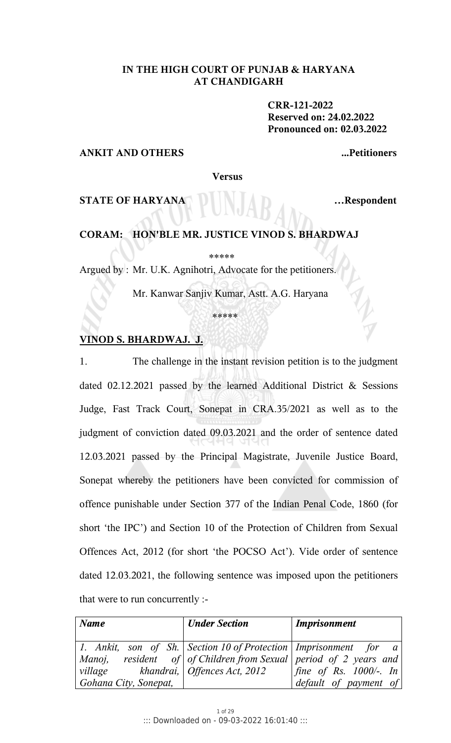**IN THE HIGH COURT OF PUNJAB & HARYANA AT CHANDIGARH**

**CRR-121-2022**
**Reserved on: 24.02.2022**
**Pronounced on: 02.03.2022**

**ANKIT AND OTHERS** **...Petitioners**

**Versus**

**STATE OF HARYANA** **…Respondent**

**CORAM: HON'BLE MR. JUSTICE VINOD S. BHARDWAJ**

\*\*\*\*\*

Argued by : Mr. U.K. Agnihotri, Advocate for the petitioners.

Mr. Kanwar Sanjiv Kumar, Astt. A.G. Haryana

\*\*\*\*\*

**VINOD S. BHARDWAJ. J.**

1. The challenge in the instant revision petition is to the judgment dated 02.12.2021 passed by the learned Additional District & Sessions Judge, Fast Track Court, Sonepat in CRA.35/2021 as well as to the judgment of conviction dated 09.03.2021 and the order of sentence dated 12.03.2021 passed by the Principal Magistrate, Juvenile Justice Board, Sonepat whereby the petitioners have been convicted for commission of offence punishable under Section 377 of the Indian Penal Code, 1860 (for short 'the IPC') and Section 10 of the Protection of Children from Sexual Offences Act, 2012 (for short 'the POCSO Act'). Vide order of sentence dated 12.03.2021, the following sentence was imposed upon the petitioners that were to run concurrently :-

| *Name* | *Under Section* | *Imprisonment* |
|---|---|---|
| *1. Ankit, son of Sh. Manoj, resident of village khandrai, Gohana City, Sonepat,* | *Section 10 of Protection of Children from Sexual Offences Act, 2012* | *Imprisonment for a period of 2 years and fine of Rs. 1000/-. In default of payment of* |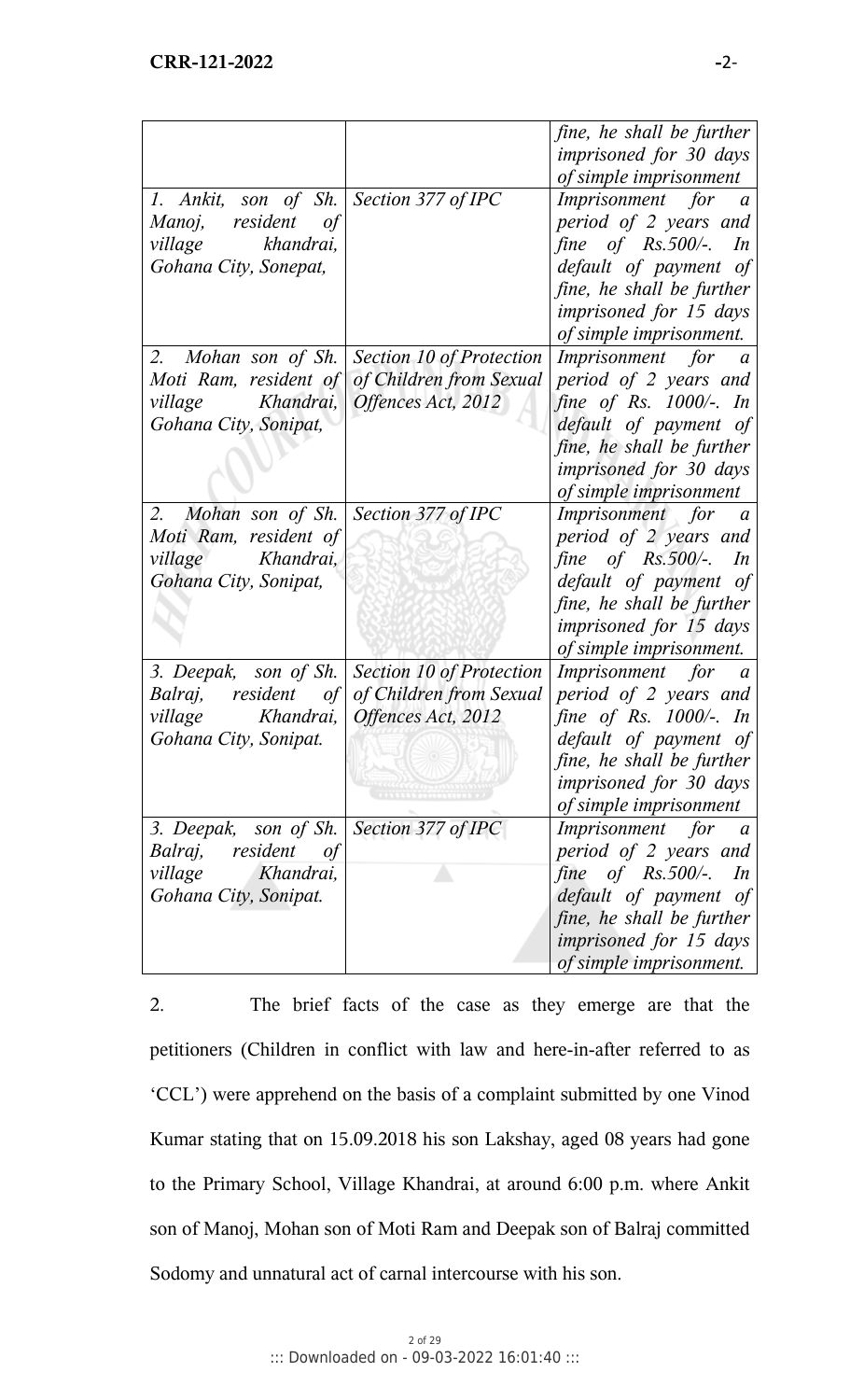| | | *fine, he shall be further imprisoned for 30 days of simple imprisonment* |
|---|---|---|
| *1. Ankit, son of Sh. Manoj, resident of village khandrai, Gohana City, Sonepat,* | *Section 377 of IPC* | *Imprisonment for a period of 2 years and fine of Rs.500/-. In default of payment of fine, he shall be further imprisoned for 15 days of simple imprisonment.* |
| *2. Mohan son of Sh. Moti Ram, resident of village Khandrai, Gohana City, Sonipat,* | *Section 10 of Protection of Children from Sexual Offences Act, 2012* | *Imprisonment for a period of 2 years and fine of Rs. 1000/-. In default of payment of fine, he shall be further imprisoned for 30 days of simple imprisonment* |
| *2. Mohan son of Sh. Moti Ram, resident of village Khandrai, Gohana City, Sonipat,* | *Section 377 of IPC* | *Imprisonment for a period of 2 years and fine of Rs.500/-. In default of payment of fine, he shall be further imprisoned for 15 days of simple imprisonment.* |
| *3. Deepak, son of Sh. Balraj, resident of village Khandrai, Gohana City, Sonipat.* | *Section 10 of Protection of Children from Sexual Offences Act, 2012* | *Imprisonment for a period of 2 years and fine of Rs. 1000/-. In default of payment of fine, he shall be further imprisoned for 30 days of simple imprisonment* |
| *3. Deepak, son of Sh. Balraj, resident of village Khandrai, Gohana City, Sonipat.* | *Section 377 of IPC* | *Imprisonment for a period of 2 years and fine of Rs.500/-. In default of payment of fine, he shall be further imprisoned for 15 days of simple imprisonment.* |

2. The brief facts of the case as they emerge are that the petitioners (Children in conflict with law and here-in-after referred to as 'CCL') were apprehend on the basis of a complaint submitted by one Vinod Kumar stating that on 15.09.2018 his son Lakshay, aged 08 years had gone to the Primary School, Village Khandrai, at around 6:00 p.m. where Ankit son of Manoj, Mohan son of Moti Ram and Deepak son of Balraj committed Sodomy and unnatural act of carnal intercourse with his son.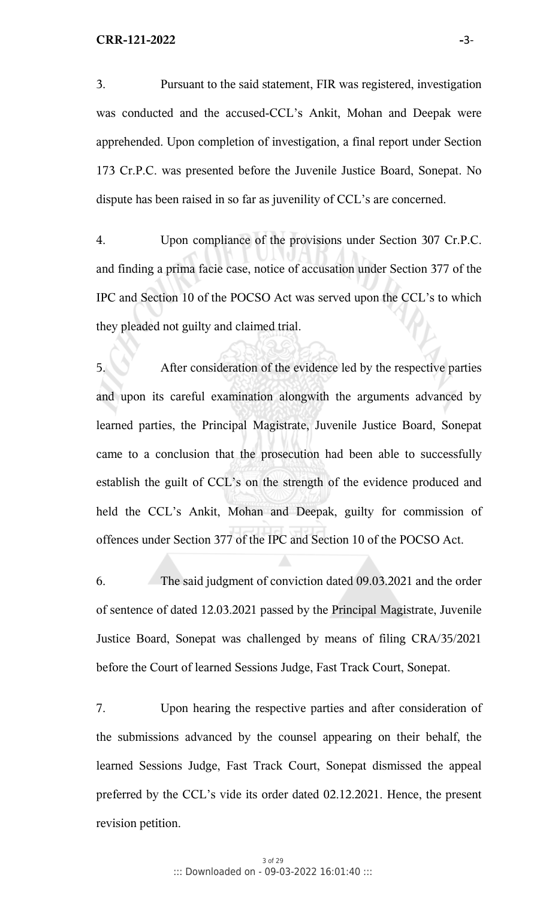3. Pursuant to the said statement, FIR was registered, investigation was conducted and the accused-CCL's Ankit, Mohan and Deepak were apprehended. Upon completion of investigation, a final report under Section 173 Cr.P.C. was presented before the Juvenile Justice Board, Sonepat. No dispute has been raised in so far as juvenility of CCL's are concerned.

4. Upon compliance of the provisions under Section 307 Cr.P.C. and finding a prima facie case, notice of accusation under Section 377 of the IPC and Section 10 of the POCSO Act was served upon the CCL's to which they pleaded not guilty and claimed trial.

5. After consideration of the evidence led by the respective parties and upon its careful examination alongwith the arguments advanced by learned parties, the Principal Magistrate, Juvenile Justice Board, Sonepat came to a conclusion that the prosecution had been able to successfully establish the guilt of CCL's on the strength of the evidence produced and held the CCL's Ankit, Mohan and Deepak, guilty for commission of offences under Section 377 of the IPC and Section 10 of the POCSO Act.

6. The said judgment of conviction dated 09.03.2021 and the order of sentence of dated 12.03.2021 passed by the Principal Magistrate, Juvenile Justice Board, Sonepat was challenged by means of filing CRA/35/2021 before the Court of learned Sessions Judge, Fast Track Court, Sonepat.

7. Upon hearing the respective parties and after consideration of the submissions advanced by the counsel appearing on their behalf, the learned Sessions Judge, Fast Track Court, Sonepat dismissed the appeal preferred by the CCL's vide its order dated 02.12.2021. Hence, the present revision petition.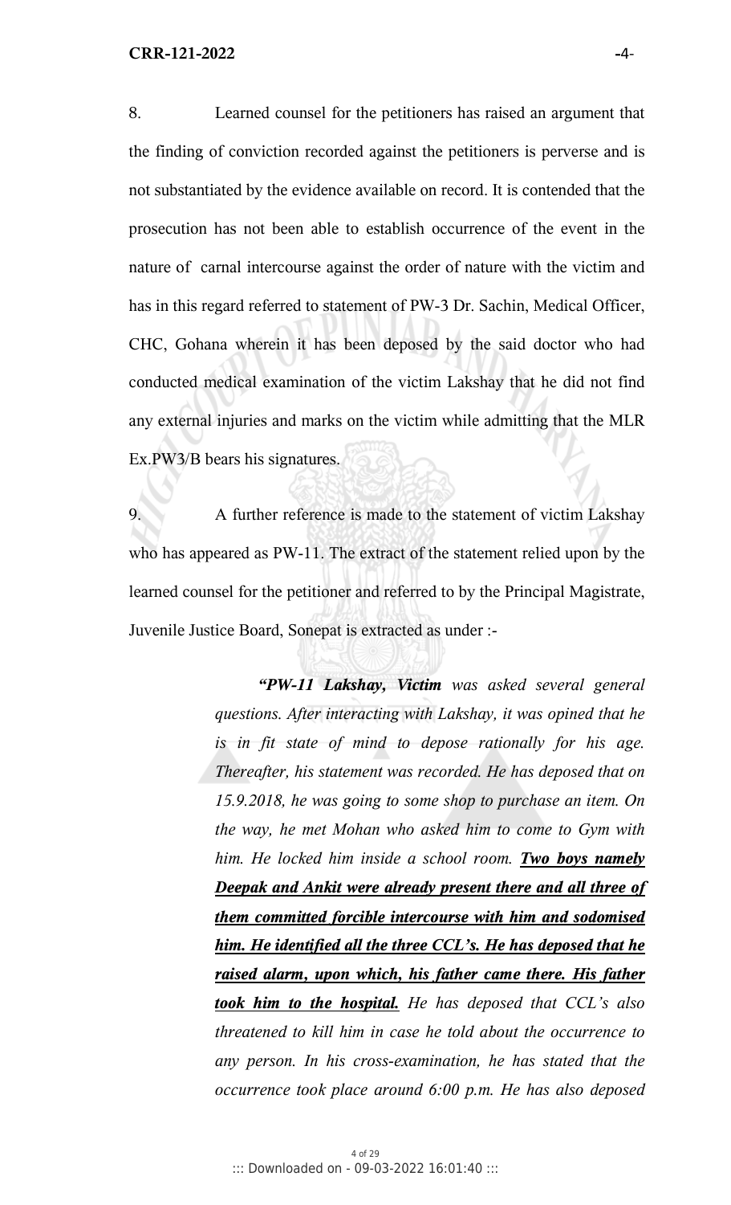8. Learned counsel for the petitioners has raised an argument that the finding of conviction recorded against the petitioners is perverse and is not substantiated by the evidence available on record. It is contended that the prosecution has not been able to establish occurrence of the event in the nature of carnal intercourse against the order of nature with the victim and has in this regard referred to statement of PW-3 Dr. Sachin, Medical Officer, CHC, Gohana wherein it has been deposed by the said doctor who had conducted medical examination of the victim Lakshay that he did not find any external injuries and marks on the victim while admitting that the MLR Ex.PW3/B bears his signatures.

9. A further reference is made to the statement of victim Lakshay who has appeared as PW-11. The extract of the statement relied upon by the learned counsel for the petitioner and referred to by the Principal Magistrate, Juvenile Justice Board, Sonepat is extracted as under :-

> ***"PW-11 Lakshay, Victim*** *was asked several general questions. After interacting with Lakshay, it was opined that he is in fit state of mind to depose rationally for his age. Thereafter, his statement was recorded. He has deposed that on 15.9.2018, he was going to some shop to purchase an item. On the way, he met Mohan who asked him to come to Gym with him. He locked him inside a school room.* ***<u>Two boys namely Deepak and Ankit were already present there and all three of them committed forcible intercourse with him and sodomised him. He identified all the three CCL's. He has deposed that he raised alarm, upon which, his father came there. His father took him to the hospital.</u>*** *He has deposed that CCL's also threatened to kill him in case he told about the occurrence to any person. In his cross-examination, he has stated that the occurrence took place around 6:00 p.m. He has also deposed*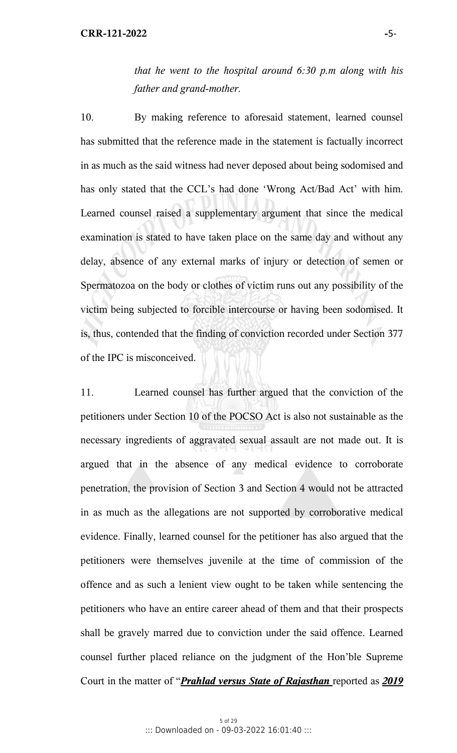*that he went to the hospital around 6:30 p.m along with his father and grand-mother.*

10. By making reference to aforesaid statement, learned counsel has submitted that the reference made in the statement is factually incorrect in as much as the said witness had never deposed about being sodomised and has only stated that the CCL's had done 'Wrong Act/Bad Act' with him. Learned counsel raised a supplementary argument that since the medical examination is stated to have taken place on the same day and without any delay, absence of any external marks of injury or detection of semen or Spermatozoa on the body or clothes of victim runs out any possibility of the victim being subjected to forcible intercourse or having been sodomised. It is, thus, contended that the finding of conviction recorded under Section 377 of the IPC is misconceived.

11. Learned counsel has further argued that the conviction of the petitioners under Section 10 of the POCSO Act is also not sustainable as the necessary ingredients of aggravated sexual assault are not made out. It is argued that in the absence of any medical evidence to corroborate penetration, the provision of Section 3 and Section 4 would not be attracted in as much as the allegations are not supported by corroborative medical evidence. Finally, learned counsel for the petitioner has also argued that the petitioners were themselves juvenile at the time of commission of the offence and as such a lenient view ought to be taken while sentencing the petitioners who have an entire career ahead of them and that their prospects shall be gravely marred due to conviction under the said offence. Learned counsel further placed reliance on the judgment of the Hon'ble Supreme Court in the matter of "***Prahlad versus State of Rajasthan*** reported as ***2019***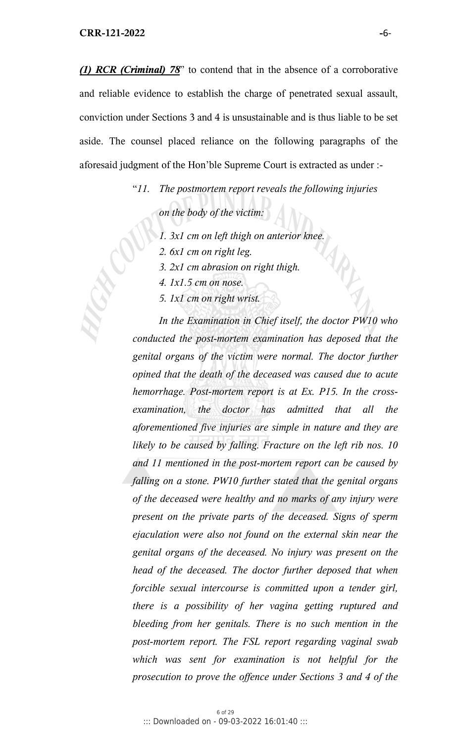***(1) RCR (Criminal) 78***" to contend that in the absence of a corroborative and reliable evidence to establish the charge of penetrated sexual assault, conviction under Sections 3 and 4 is unsustainable and is thus liable to be set aside. The counsel placed reliance on the following paragraphs of the aforesaid judgment of the Hon'ble Supreme Court is extracted as under :-

> "*11. The postmortem report reveals the following injuries on the body of the victim:*
>
> *1. 3x1 cm on left thigh on anterior knee.*
> *2. 6x1 cm on right leg.*
> *3. 2x1 cm abrasion on right thigh.*
> *4. 1x1.5 cm on nose.*
> *5. 1x1 cm on right wrist.*
>
> *In the Examination in Chief itself, the doctor PW10 who conducted the post-mortem examination has deposed that the genital organs of the victim were normal. The doctor further opined that the death of the deceased was caused due to acute hemorrhage. Post-mortem report is at Ex. P15. In the cross-examination, the doctor has admitted that all the aforementioned five injuries are simple in nature and they are likely to be caused by falling. Fracture on the left rib nos. 10 and 11 mentioned in the post-mortem report can be caused by falling on a stone. PW10 further stated that the genital organs of the deceased were healthy and no marks of any injury were present on the private parts of the deceased. Signs of sperm ejaculation were also not found on the external skin near the genital organs of the deceased. No injury was present on the head of the deceased. The doctor further deposed that when forcible sexual intercourse is committed upon a tender girl, there is a possibility of her vagina getting ruptured and bleeding from her genitals. There is no such mention in the post-mortem report. The FSL report regarding vaginal swab which was sent for examination is not helpful for the prosecution to prove the offence under Sections 3 and 4 of the*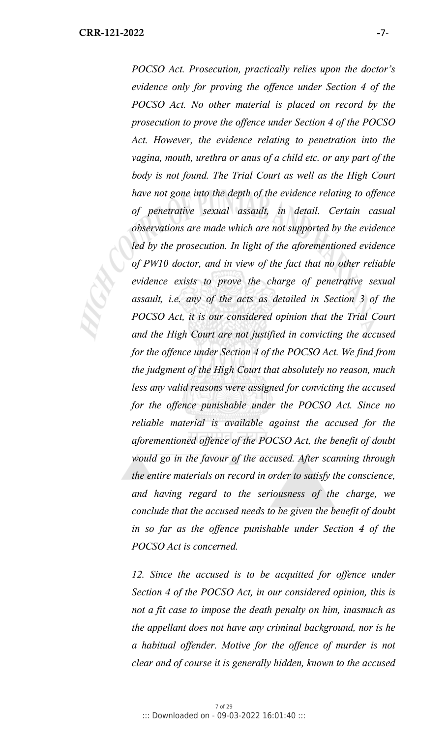*POCSO Act. Prosecution, practically relies upon the doctor's evidence only for proving the offence under Section 4 of the POCSO Act. No other material is placed on record by the prosecution to prove the offence under Section 4 of the POCSO Act. However, the evidence relating to penetration into the vagina, mouth, urethra or anus of a child etc. or any part of the body is not found. The Trial Court as well as the High Court have not gone into the depth of the evidence relating to offence of penetrative sexual assault, in detail. Certain casual observations are made which are not supported by the evidence led by the prosecution. In light of the aforementioned evidence of PW10 doctor, and in view of the fact that no other reliable evidence exists to prove the charge of penetrative sexual assault, i.e. any of the acts as detailed in Section 3 of the POCSO Act, it is our considered opinion that the Trial Court and the High Court are not justified in convicting the accused for the offence under Section 4 of the POCSO Act. We find from the judgment of the High Court that absolutely no reason, much less any valid reasons were assigned for convicting the accused for the offence punishable under the POCSO Act. Since no reliable material is available against the accused for the aforementioned offence of the POCSO Act, the benefit of doubt would go in the favour of the accused. After scanning through the entire materials on record in order to satisfy the conscience, and having regard to the seriousness of the charge, we conclude that the accused needs to be given the benefit of doubt in so far as the offence punishable under Section 4 of the POCSO Act is concerned.*

*12. Since the accused is to be acquitted for offence under Section 4 of the POCSO Act, in our considered opinion, this is not a fit case to impose the death penalty on him, inasmuch as the appellant does not have any criminal background, nor is he a habitual offender. Motive for the offence of murder is not clear and of course it is generally hidden, known to the accused*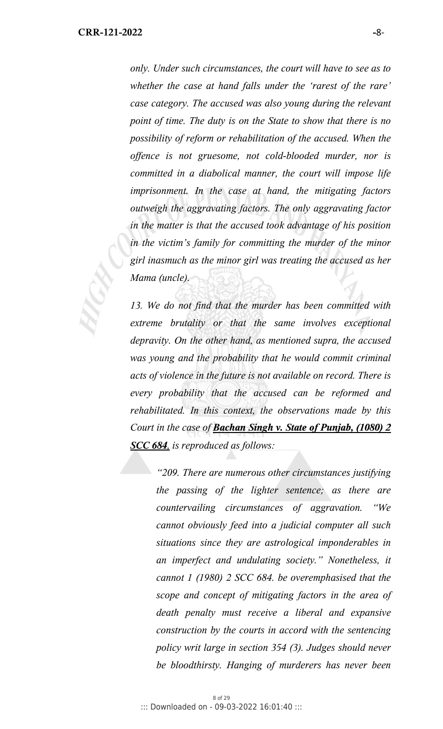*only. Under such circumstances, the court will have to see as to whether the case at hand falls under the 'rarest of the rare' case category. The accused was also young during the relevant point of time. The duty is on the State to show that there is no possibility of reform or rehabilitation of the accused. When the offence is not gruesome, not cold-blooded murder, nor is committed in a diabolical manner, the court will impose life imprisonment. In the case at hand, the mitigating factors outweigh the aggravating factors. The only aggravating factor in the matter is that the accused took advantage of his position in the victim's family for committing the murder of the minor girl inasmuch as the minor girl was treating the accused as her Mama (uncle).*

*13. We do not find that the murder has been committed with extreme brutality or that the same involves exceptional depravity. On the other hand, as mentioned supra, the accused was young and the probability that he would commit criminal acts of violence in the future is not available on record. There is every probability that the accused can be reformed and rehabilitated. In this context, the observations made by this Court in the case of* ***Bachan Singh v. State of Punjab, (1080) 2 SCC 684****, is reproduced as follows:*

> *"209. There are numerous other circumstances justifying the passing of the lighter sentence; as there are countervailing circumstances of aggravation. "We cannot obviously feed into a judicial computer all such situations since they are astrological imponderables in an imperfect and undulating society." Nonetheless, it cannot 1 (1980) 2 SCC 684. be overemphasised that the scope and concept of mitigating factors in the area of death penalty must receive a liberal and expansive construction by the courts in accord with the sentencing policy writ large in section 354 (3). Judges should never be bloodthirsty. Hanging of murderers has never been*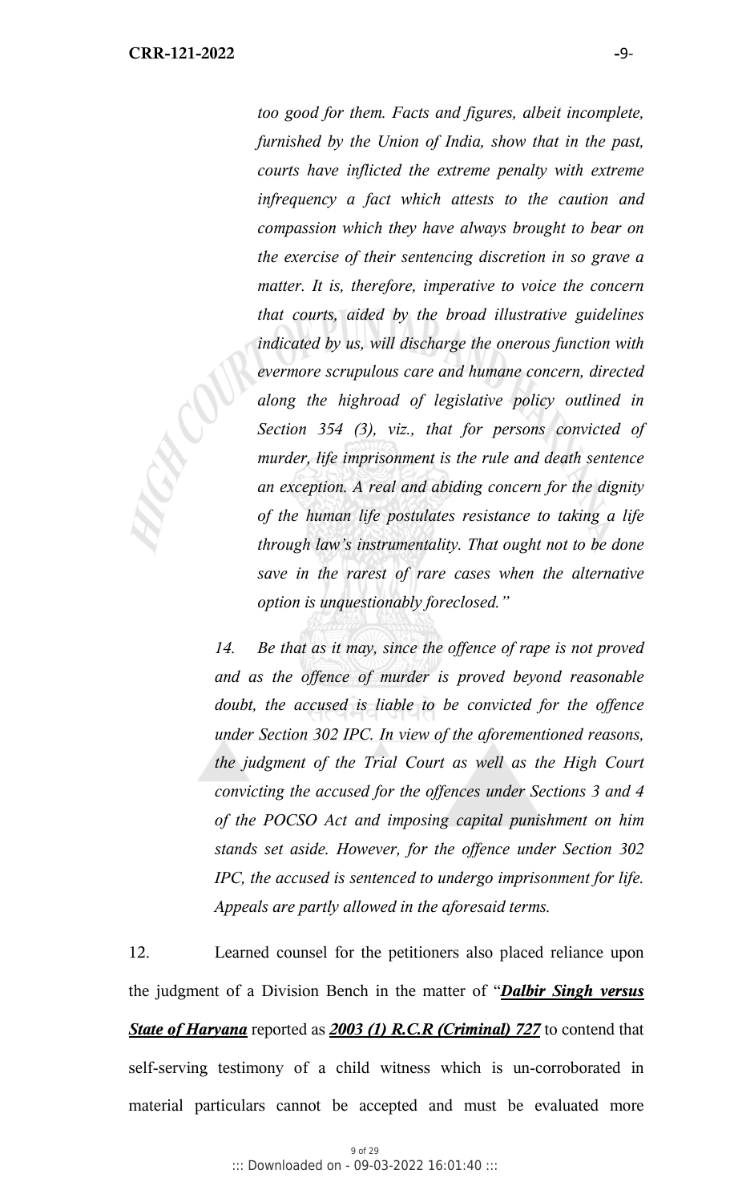*too good for them. Facts and figures, albeit incomplete, furnished by the Union of India, show that in the past, courts have inflicted the extreme penalty with extreme infrequency a fact which attests to the caution and compassion which they have always brought to bear on the exercise of their sentencing discretion in so grave a matter. It is, therefore, imperative to voice the concern that courts, aided by the broad illustrative guidelines indicated by us, will discharge the onerous function with evermore scrupulous care and humane concern, directed along the highroad of legislative policy outlined in Section 354 (3), viz., that for persons convicted of murder, life imprisonment is the rule and death sentence an exception. A real and abiding concern for the dignity of the human life postulates resistance to taking a life through law's instrumentality. That ought not to be done save in the rarest of rare cases when the alternative option is unquestionably foreclosed."*

*14. Be that as it may, since the offence of rape is not proved and as the offence of murder is proved beyond reasonable doubt, the accused is liable to be convicted for the offence under Section 302 IPC. In view of the aforementioned reasons, the judgment of the Trial Court as well as the High Court convicting the accused for the offences under Sections 3 and 4 of the POCSO Act and imposing capital punishment on him stands set aside. However, for the offence under Section 302 IPC, the accused is sentenced to undergo imprisonment for life. Appeals are partly allowed in the aforesaid terms.*

12. Learned counsel for the petitioners also placed reliance upon the judgment of a Division Bench in the matter of "***Dalbir Singh versus State of Haryana*** reported as ***2003 (1) R.C.R (Criminal) 727*** to contend that self-serving testimony of a child witness which is un-corroborated in material particulars cannot be accepted and must be evaluated more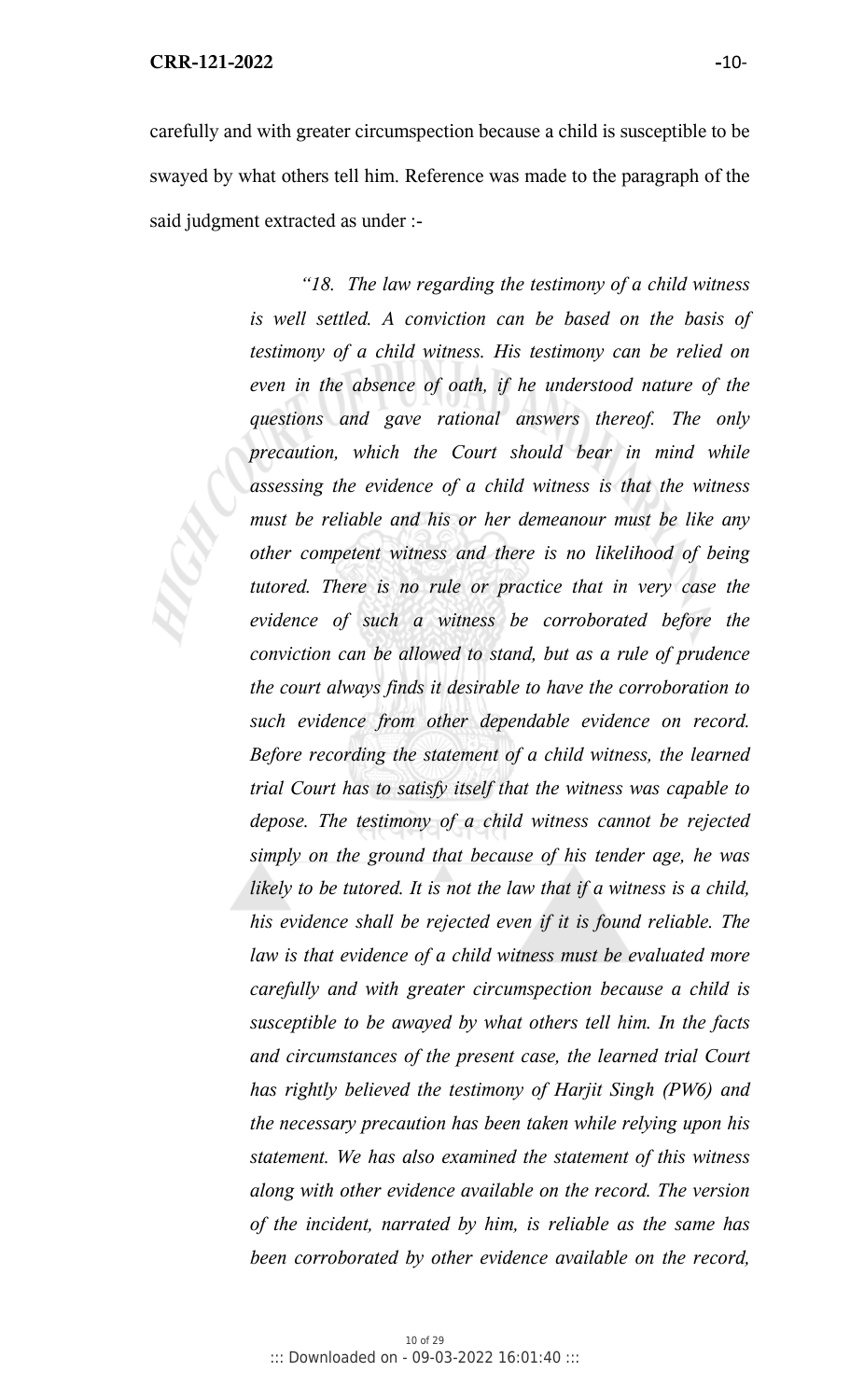carefully and with greater circumspection because a child is susceptible to be swayed by what others tell him. Reference was made to the paragraph of the said judgment extracted as under :-

> *"18. The law regarding the testimony of a child witness is well settled. A conviction can be based on the basis of testimony of a child witness. His testimony can be relied on even in the absence of oath, if he understood nature of the questions and gave rational answers thereof. The only precaution, which the Court should bear in mind while assessing the evidence of a child witness is that the witness must be reliable and his or her demeanour must be like any other competent witness and there is no likelihood of being tutored. There is no rule or practice that in very case the evidence of such a witness be corroborated before the conviction can be allowed to stand, but as a rule of prudence the court always finds it desirable to have the corroboration to such evidence from other dependable evidence on record. Before recording the statement of a child witness, the learned trial Court has to satisfy itself that the witness was capable to depose. The testimony of a child witness cannot be rejected simply on the ground that because of his tender age, he was likely to be tutored. It is not the law that if a witness is a child, his evidence shall be rejected even if it is found reliable. The law is that evidence of a child witness must be evaluated more carefully and with greater circumspection because a child is susceptible to be awayed by what others tell him. In the facts and circumstances of the present case, the learned trial Court has rightly believed the testimony of Harjit Singh (PW6) and the necessary precaution has been taken while relying upon his statement. We has also examined the statement of this witness along with other evidence available on the record. The version of the incident, narrated by him, is reliable as the same has been corroborated by other evidence available on the record,*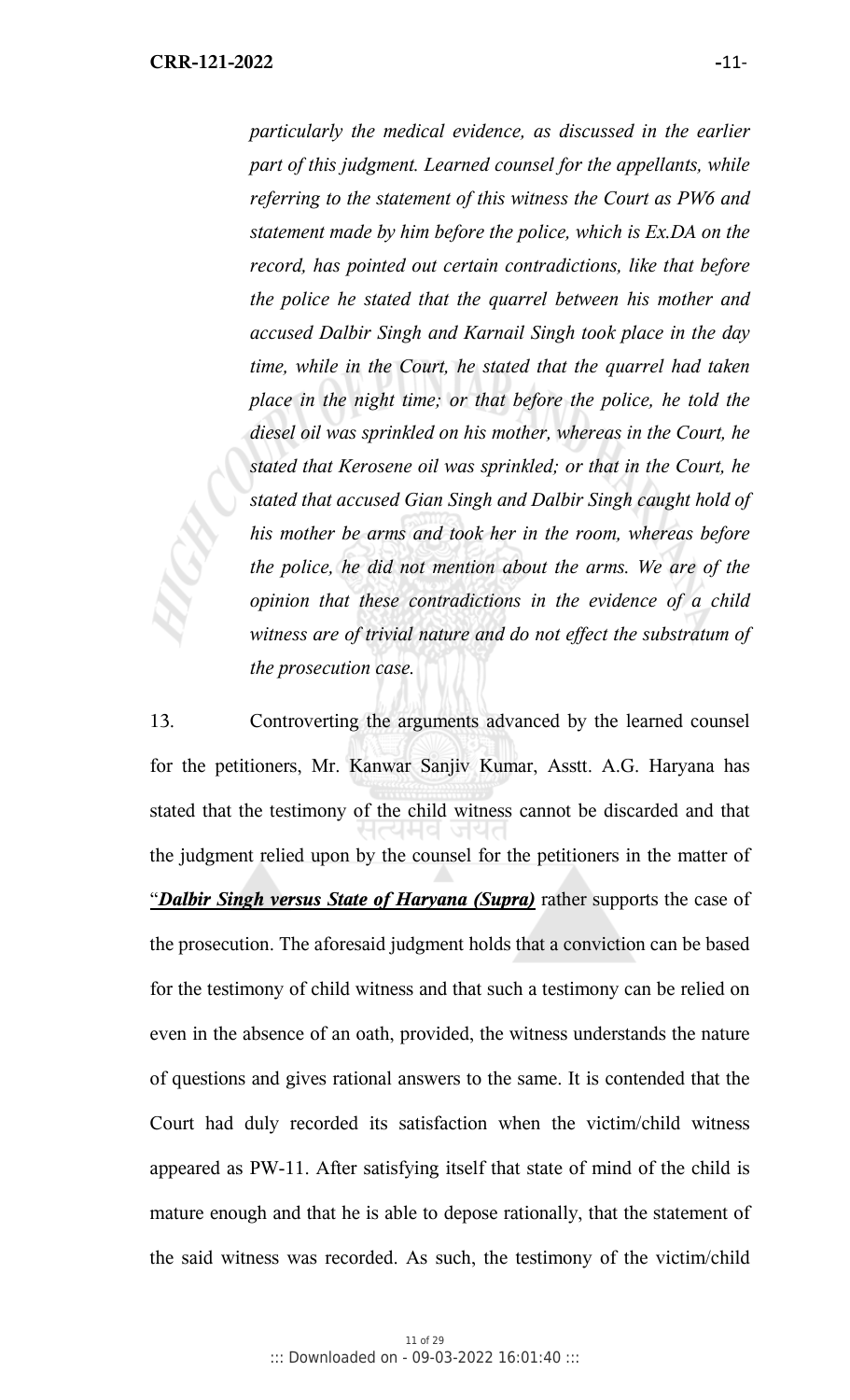*particularly the medical evidence, as discussed in the earlier part of this judgment. Learned counsel for the appellants, while referring to the statement of this witness the Court as PW6 and statement made by him before the police, which is Ex.DA on the record, has pointed out certain contradictions, like that before the police he stated that the quarrel between his mother and accused Dalbir Singh and Karnail Singh took place in the day time, while in the Court, he stated that the quarrel had taken place in the night time; or that before the police, he told the diesel oil was sprinkled on his mother, whereas in the Court, he stated that Kerosene oil was sprinkled; or that in the Court, he stated that accused Gian Singh and Dalbir Singh caught hold of his mother be arms and took her in the room, whereas before the police, he did not mention about the arms. We are of the opinion that these contradictions in the evidence of a child witness are of trivial nature and do not effect the substratum of the prosecution case.*

13. Controverting the arguments advanced by the learned counsel for the petitioners, Mr. Kanwar Sanjiv Kumar, Asstt. A.G. Haryana has stated that the testimony of the child witness cannot be discarded and that the judgment relied upon by the counsel for the petitioners in the matter of "***Dalbir Singh versus State of Haryana (Supra)*** rather supports the case of the prosecution. The aforesaid judgment holds that a conviction can be based for the testimony of child witness and that such a testimony can be relied on even in the absence of an oath, provided, the witness understands the nature of questions and gives rational answers to the same. It is contended that the Court had duly recorded its satisfaction when the victim/child witness appeared as PW-11. After satisfying itself that state of mind of the child is mature enough and that he is able to depose rationally, that the statement of the said witness was recorded. As such, the testimony of the victim/child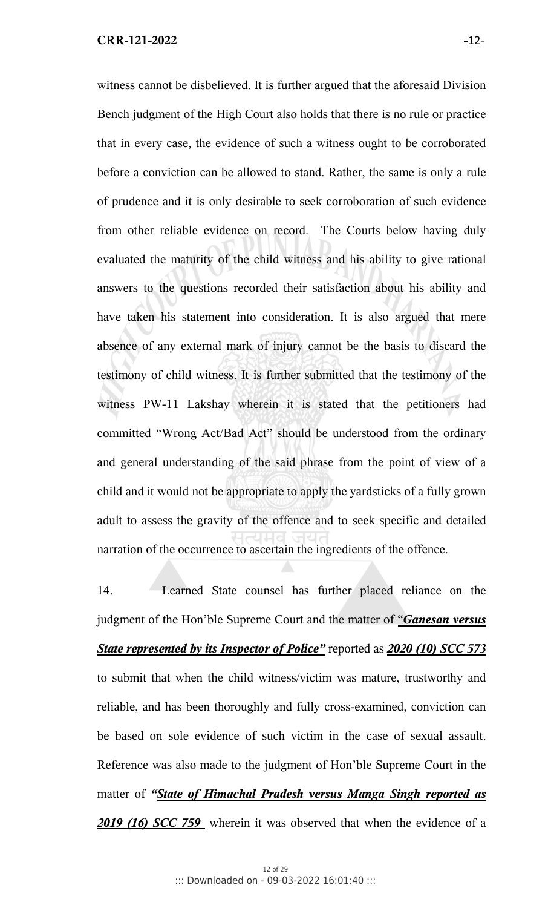witness cannot be disbelieved. It is further argued that the aforesaid Division Bench judgment of the High Court also holds that there is no rule or practice that in every case, the evidence of such a witness ought to be corroborated before a conviction can be allowed to stand. Rather, the same is only a rule of prudence and it is only desirable to seek corroboration of such evidence from other reliable evidence on record. The Courts below having duly evaluated the maturity of the child witness and his ability to give rational answers to the questions recorded their satisfaction about his ability and have taken his statement into consideration. It is also argued that mere absence of any external mark of injury cannot be the basis to discard the testimony of child witness. It is further submitted that the testimony of the witness PW-11 Lakshay wherein it is stated that the petitioners had committed "Wrong Act/Bad Act" should be understood from the ordinary and general understanding of the said phrase from the point of view of a child and it would not be appropriate to apply the yardsticks of a fully grown adult to assess the gravity of the offence and to seek specific and detailed narration of the occurrence to ascertain the ingredients of the offence.

14. Learned State counsel has further placed reliance on the judgment of the Hon'ble Supreme Court and the matter of "***Ganesan versus State represented by its Inspector of Police"*** reported as ***2020 (10) SCC 573*** to submit that when the child witness/victim was mature, trustworthy and reliable, and has been thoroughly and fully cross-examined, conviction can be based on sole evidence of such victim in the case of sexual assault. Reference was also made to the judgment of Hon'ble Supreme Court in the matter of ***"State of Himachal Pradesh versus Manga Singh reported as 2019 (16) SCC 759*** wherein it was observed that when the evidence of a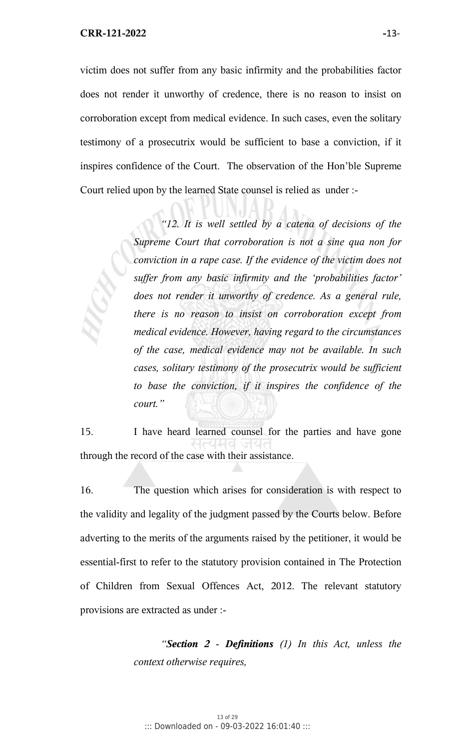victim does not suffer from any basic infirmity and the probabilities factor does not render it unworthy of credence, there is no reason to insist on corroboration except from medical evidence. In such cases, even the solitary testimony of a prosecutrix would be sufficient to base a conviction, if it inspires confidence of the Court. The observation of the Hon'ble Supreme Court relied upon by the learned State counsel is relied as under :-

> *"12. It is well settled by a catena of decisions of the Supreme Court that corroboration is not a sine qua non for conviction in a rape case. If the evidence of the victim does not suffer from any basic infirmity and the 'probabilities factor' does not render it unworthy of credence. As a general rule, there is no reason to insist on corroboration except from medical evidence. However, having regard to the circumstances of the case, medical evidence may not be available. In such cases, solitary testimony of the prosecutrix would be sufficient to base the conviction, if it inspires the confidence of the court."*

15. I have heard learned counsel for the parties and have gone through the record of the case with their assistance.

16. The question which arises for consideration is with respect to the validity and legality of the judgment passed by the Courts below. Before adverting to the merits of the arguments raised by the petitioner, it would be essential-first to refer to the statutory provision contained in The Protection of Children from Sexual Offences Act, 2012. The relevant statutory provisions are extracted as under :-

> *"**Section 2 - Definitions** (1) In this Act, unless the context otherwise requires,*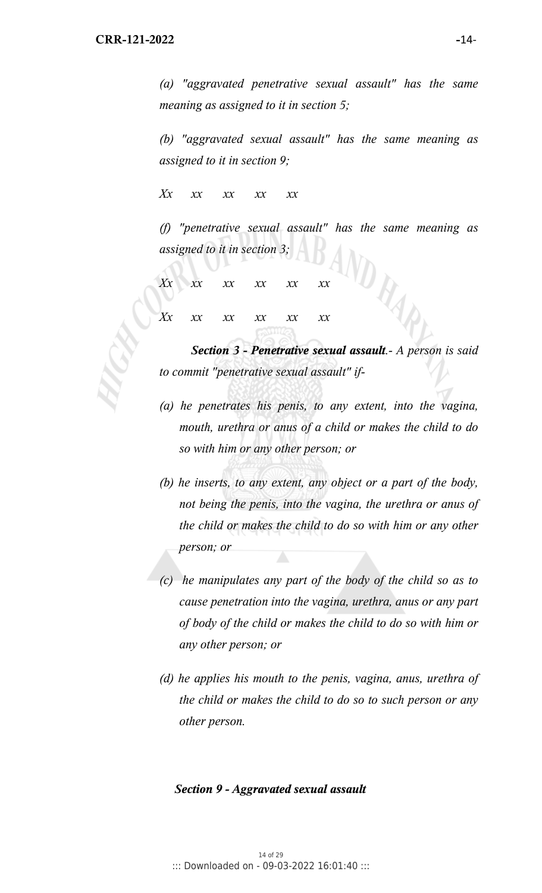*(a) "aggravated penetrative sexual assault" has the same meaning as assigned to it in section 5;*

*(b) "aggravated sexual assault" has the same meaning as assigned to it in section 9;*

*Xx xx xx xx xx*

*(f) "penetrative sexual assault" has the same meaning as assigned to it in section 3;*

*Xx xx xx xx xx xx*

*Xx xx xx xx xx xx*

***Section 3 - Penetrative sexual assault**.- A person is said to commit "penetrative sexual assault" if-*

*(a) he penetrates his penis, to any extent, into the vagina, mouth, urethra or anus of a child or makes the child to do so with him or any other person; or*

*(b) he inserts, to any extent, any object or a part of the body, not being the penis, into the vagina, the urethra or anus of the child or makes the child to do so with him or any other person; or*

*(c) he manipulates any part of the body of the child so as to cause penetration into the vagina, urethra, anus or any part of body of the child or makes the child to do so with him or any other person; or*

*(d) he applies his mouth to the penis, vagina, anus, urethra of the child or makes the child to do so to such person or any other person.*

***Section 9 - Aggravated sexual assault***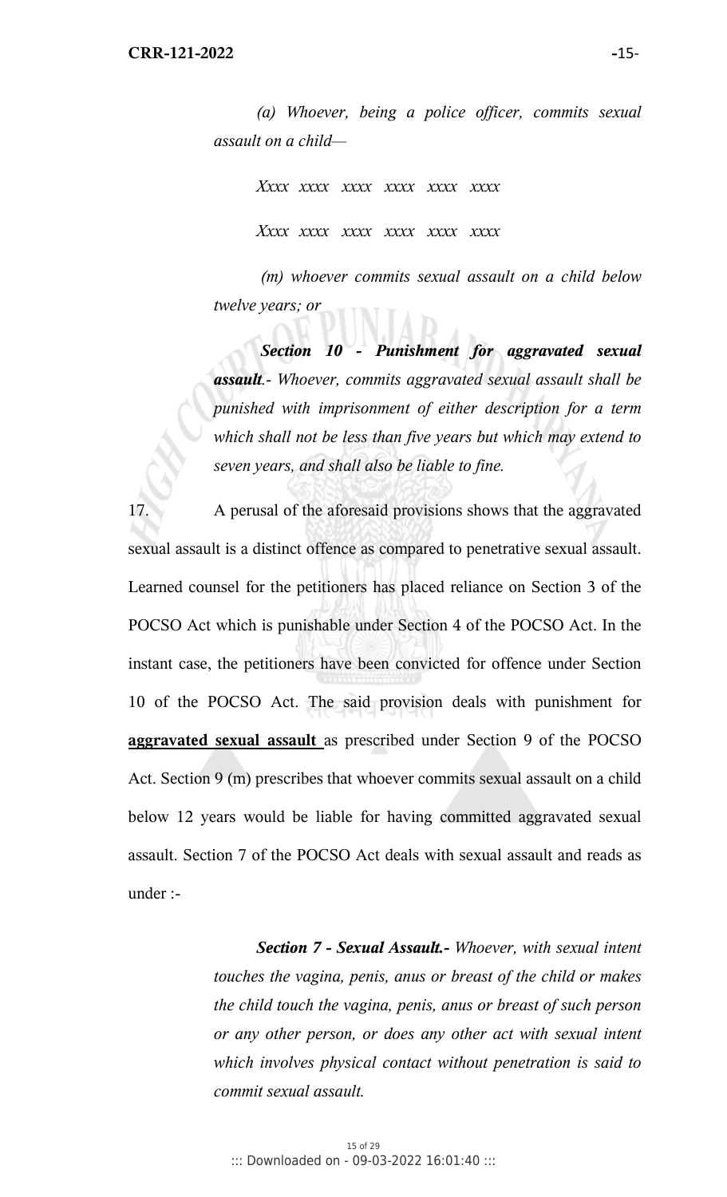*(a) Whoever, being a police officer, commits sexual assault on a child—*

*Xxxx xxxx xxxx xxxx xxxx xxxx*

*Xxxx xxxx xxxx xxxx xxxx xxxx*

*(m) whoever commits sexual assault on a child below twelve years; or*

***Section 10 - Punishment for aggravated sexual assault**.- Whoever, commits aggravated sexual assault shall be punished with imprisonment of either description for a term which shall not be less than five years but which may extend to seven years, and shall also be liable to fine.*

17. A perusal of the aforesaid provisions shows that the aggravated sexual assault is a distinct offence as compared to penetrative sexual assault. Learned counsel for the petitioners has placed reliance on Section 3 of the POCSO Act which is punishable under Section 4 of the POCSO Act. In the instant case, the petitioners have been convicted for offence under Section 10 of the POCSO Act. The said provision deals with punishment for **aggravated sexual assault** as prescribed under Section 9 of the POCSO Act. Section 9 (m) prescribes that whoever commits sexual assault on a child below 12 years would be liable for having committed aggravated sexual assault. Section 7 of the POCSO Act deals with sexual assault and reads as under :-

***Section 7 - Sexual Assault.-** Whoever, with sexual intent touches the vagina, penis, anus or breast of the child or makes the child touch the vagina, penis, anus or breast of such person or any other person, or does any other act with sexual intent which involves physical contact without penetration is said to commit sexual assault.*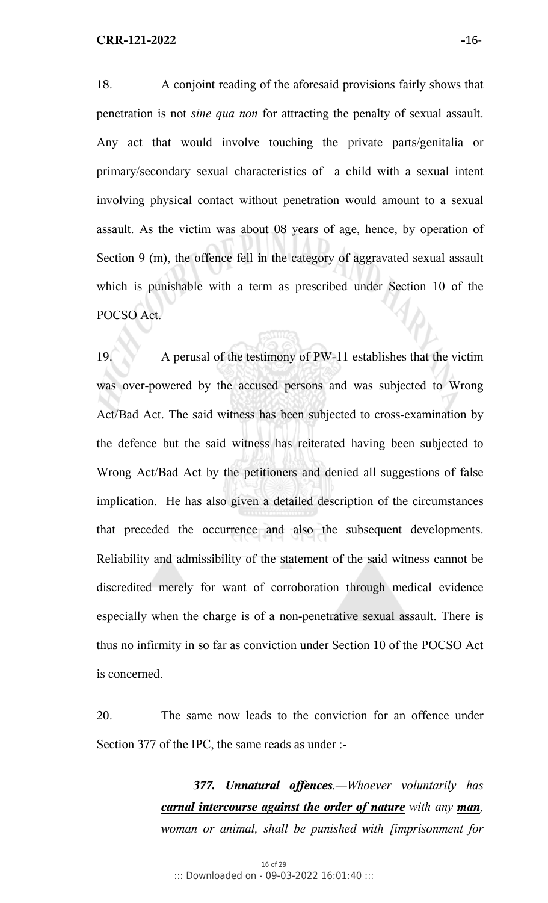18. A conjoint reading of the aforesaid provisions fairly shows that penetration is not *sine qua non* for attracting the penalty of sexual assault. Any act that would involve touching the private parts/genitalia or primary/secondary sexual characteristics of a child with a sexual intent involving physical contact without penetration would amount to a sexual assault. As the victim was about 08 years of age, hence, by operation of Section 9 (m), the offence fell in the category of aggravated sexual assault which is punishable with a term as prescribed under Section 10 of the POCSO Act.

19. A perusal of the testimony of PW-11 establishes that the victim was over-powered by the accused persons and was subjected to Wrong Act/Bad Act. The said witness has been subjected to cross-examination by the defence but the said witness has reiterated having been subjected to Wrong Act/Bad Act by the petitioners and denied all suggestions of false implication. He has also given a detailed description of the circumstances that preceded the occurrence and also the subsequent developments. Reliability and admissibility of the statement of the said witness cannot be discredited merely for want of corroboration through medical evidence especially when the charge is of a non-penetrative sexual assault. There is thus no infirmity in so far as conviction under Section 10 of the POCSO Act is concerned.

20. The same now leads to the conviction for an offence under Section 377 of the IPC, the same reads as under :-

> ***377. Unnatural offences****.—Whoever voluntarily has* ***carnal intercourse against the order of nature*** *with any* ***man****, woman or animal, shall be punished with [imprisonment for*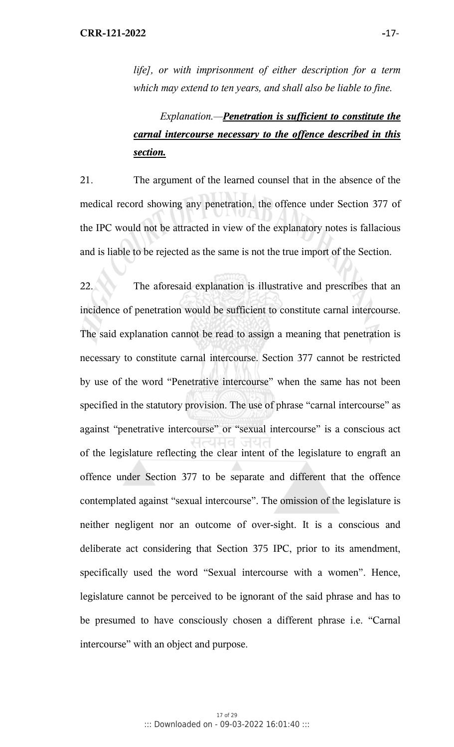*life], or with imprisonment of either description for a term which may extend to ten years, and shall also be liable to fine.*

*Explanation.—**Penetration is sufficient to constitute the carnal intercourse necessary to the offence described in this section.***

21. The argument of the learned counsel that in the absence of the medical record showing any penetration, the offence under Section 377 of the IPC would not be attracted in view of the explanatory notes is fallacious and is liable to be rejected as the same is not the true import of the Section.

22. The aforesaid explanation is illustrative and prescribes that an incidence of penetration would be sufficient to constitute carnal intercourse. The said explanation cannot be read to assign a meaning that penetration is necessary to constitute carnal intercourse. Section 377 cannot be restricted by use of the word "Penetrative intercourse" when the same has not been specified in the statutory provision. The use of phrase "carnal intercourse" as against "penetrative intercourse" or "sexual intercourse" is a conscious act of the legislature reflecting the clear intent of the legislature to engraft an offence under Section 377 to be separate and different that the offence contemplated against "sexual intercourse". The omission of the legislature is neither negligent nor an outcome of over-sight. It is a conscious and deliberate act considering that Section 375 IPC, prior to its amendment, specifically used the word "Sexual intercourse with a women". Hence, legislature cannot be perceived to be ignorant of the said phrase and has to be presumed to have consciously chosen a different phrase i.e. "Carnal intercourse" with an object and purpose.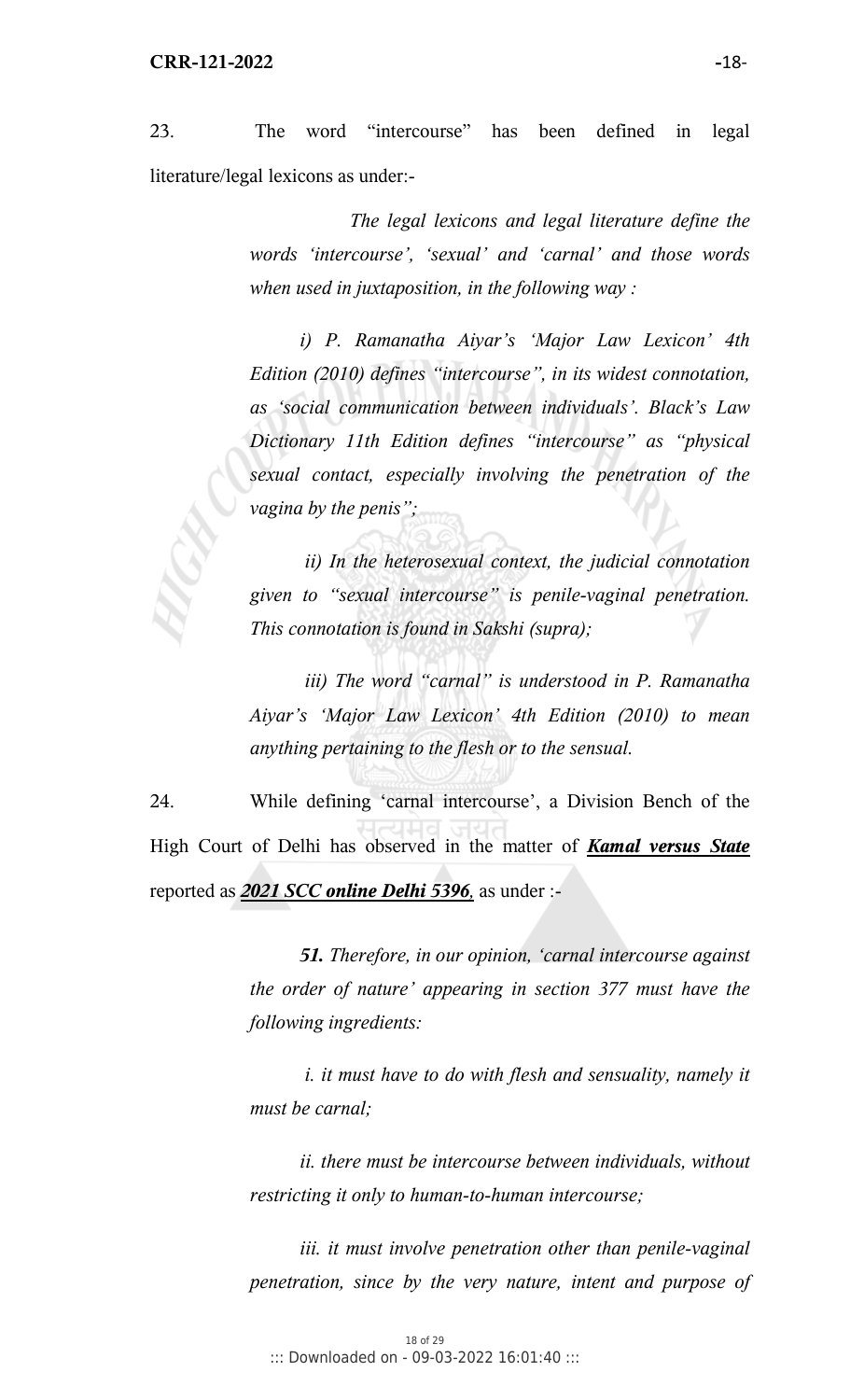23. The word "intercourse" has been defined in legal literature/legal lexicons as under:-

> *The legal lexicons and legal literature define the words 'intercourse', 'sexual' and 'carnal' and those words when used in juxtaposition, in the following way :*
>
> *i) P. Ramanatha Aiyar's 'Major Law Lexicon' 4th Edition (2010) defines "intercourse", in its widest connotation, as 'social communication between individuals'. Black's Law Dictionary 11th Edition defines "intercourse" as "physical sexual contact, especially involving the penetration of the vagina by the penis";*
>
> *ii) In the heterosexual context, the judicial connotation given to "sexual intercourse" is penile-vaginal penetration. This connotation is found in Sakshi (supra);*
>
> *iii) The word "carnal" is understood in P. Ramanatha Aiyar's 'Major Law Lexicon' 4th Edition (2010) to mean anything pertaining to the flesh or to the sensual.*

24. While defining 'carnal intercourse', a Division Bench of the High Court of Delhi has observed in the matter of ***Kamal versus State*** reported as ***2021 SCC online Delhi 5396***, as under :-

> ***51.*** *Therefore, in our opinion, 'carnal intercourse against the order of nature' appearing in section 377 must have the following ingredients:*
>
> *i. it must have to do with flesh and sensuality, namely it must be carnal;*
>
> *ii. there must be intercourse between individuals, without restricting it only to human-to-human intercourse;*
>
> *iii. it must involve penetration other than penile-vaginal penetration, since by the very nature, intent and purpose of*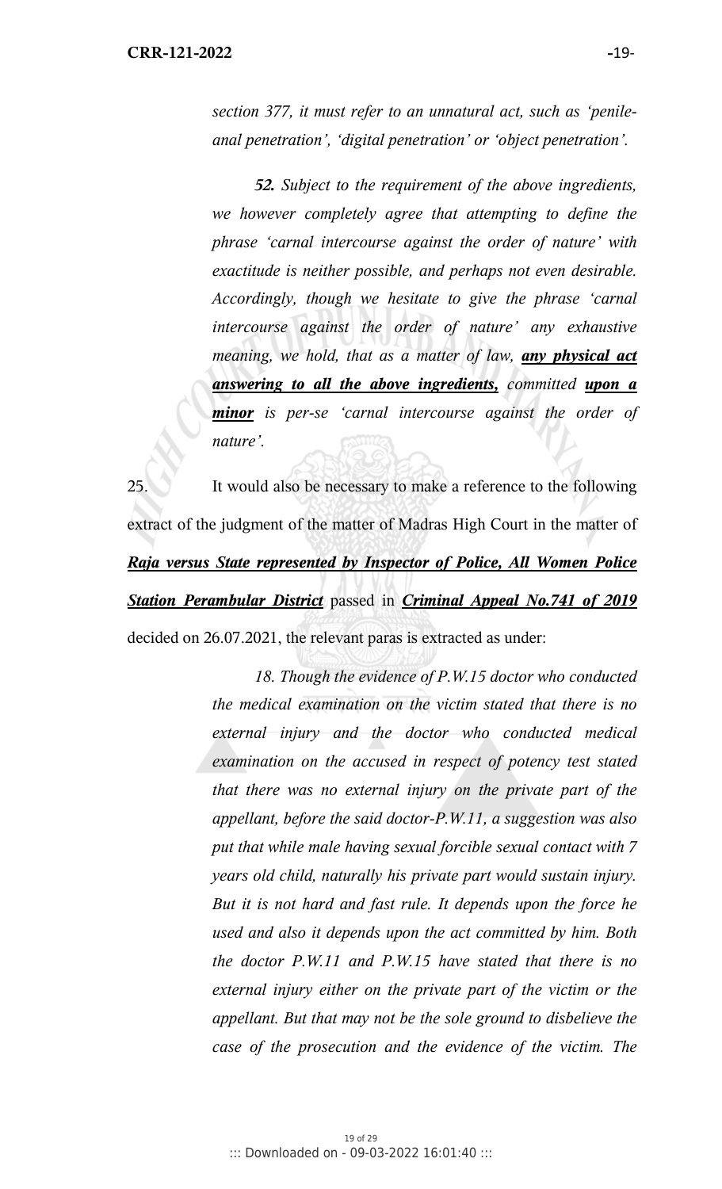*section 377, it must refer to an unnatural act, such as 'penile-anal penetration', 'digital penetration' or 'object penetration'.*

> ***52.*** *Subject to the requirement of the above ingredients, we however completely agree that attempting to define the phrase 'carnal intercourse against the order of nature' with exactitude is neither possible, and perhaps not even desirable. Accordingly, though we hesitate to give the phrase 'carnal intercourse against the order of nature' any exhaustive meaning, we hold, that as a matter of law, **any physical act answering to all the above ingredients,** committed **upon a minor** is per-se 'carnal intercourse against the order of nature'.*

25. It would also be necessary to make a reference to the following extract of the judgment of the matter of Madras High Court in the matter of ***Raja versus State represented by Inspector of Police, All Women Police Station Perambular District*** passed in ***Criminal Appeal No.741 of 2019*** decided on 26.07.2021, the relevant paras is extracted as under:

> *18. Though the evidence of P.W.15 doctor who conducted the medical examination on the victim stated that there is no external injury and the doctor who conducted medical examination on the accused in respect of potency test stated that there was no external injury on the private part of the appellant, before the said doctor-P.W.11, a suggestion was also put that while male having sexual forcible sexual contact with 7 years old child, naturally his private part would sustain injury. But it is not hard and fast rule. It depends upon the force he used and also it depends upon the act committed by him. Both the doctor P.W.11 and P.W.15 have stated that there is no external injury either on the private part of the victim or the appellant. But that may not be the sole ground to disbelieve the case of the prosecution and the evidence of the victim. The*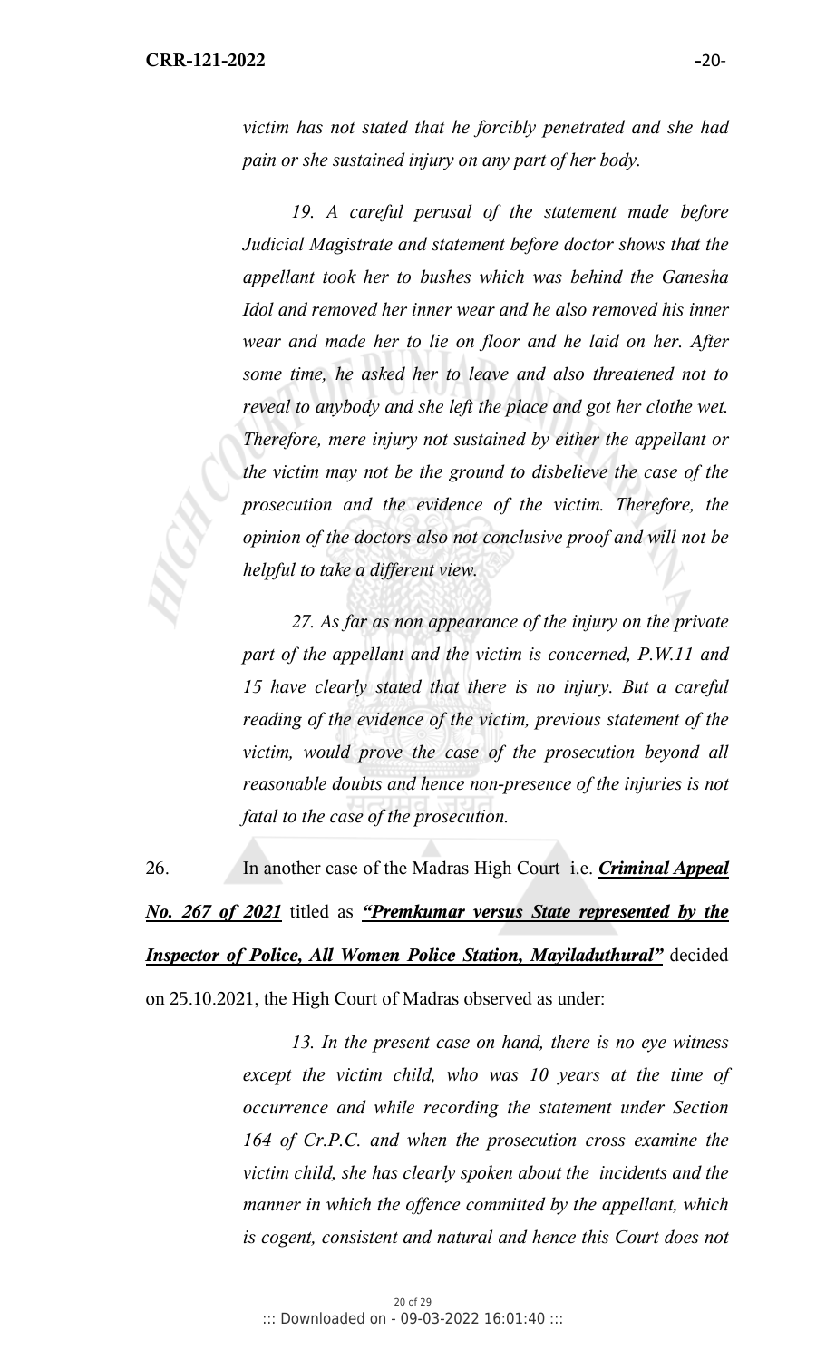*victim has not stated that he forcibly penetrated and she had pain or she sustained injury on any part of her body.*

*19. A careful perusal of the statement made before Judicial Magistrate and statement before doctor shows that the appellant took her to bushes which was behind the Ganesha Idol and removed her inner wear and he also removed his inner wear and made her to lie on floor and he laid on her. After some time, he asked her to leave and also threatened not to reveal to anybody and she left the place and got her clothe wet. Therefore, mere injury not sustained by either the appellant or the victim may not be the ground to disbelieve the case of the prosecution and the evidence of the victim. Therefore, the opinion of the doctors also not conclusive proof and will not be helpful to take a different view.*

*27. As far as non appearance of the injury on the private part of the appellant and the victim is concerned, P.W.11 and 15 have clearly stated that there is no injury. But a careful reading of the evidence of the victim, previous statement of the victim, would prove the case of the prosecution beyond all reasonable doubts and hence non-presence of the injuries is not fatal to the case of the prosecution.*

26. In another case of the Madras High Court i.e. ***Criminal Appeal No. 267 of 2021*** titled as ***"Premkumar versus State represented by the Inspector of Police, All Women Police Station, Mayiladuthural"*** decided on 25.10.2021, the High Court of Madras observed as under:

*13. In the present case on hand, there is no eye witness except the victim child, who was 10 years at the time of occurrence and while recording the statement under Section 164 of Cr.P.C. and when the prosecution cross examine the victim child, she has clearly spoken about the incidents and the manner in which the offence committed by the appellant, which is cogent, consistent and natural and hence this Court does not*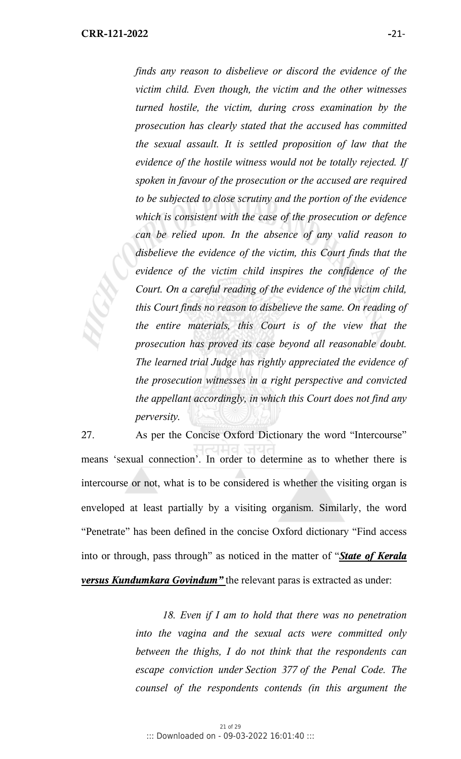*finds any reason to disbelieve or discord the evidence of the victim child. Even though, the victim and the other witnesses turned hostile, the victim, during cross examination by the prosecution has clearly stated that the accused has committed the sexual assault. It is settled proposition of law that the evidence of the hostile witness would not be totally rejected. If spoken in favour of the prosecution or the accused are required to be subjected to close scrutiny and the portion of the evidence which is consistent with the case of the prosecution or defence can be relied upon. In the absence of any valid reason to disbelieve the evidence of the victim, this Court finds that the evidence of the victim child inspires the confidence of the Court. On a careful reading of the evidence of the victim child, this Court finds no reason to disbelieve the same. On reading of the entire materials, this Court is of the view that the prosecution has proved its case beyond all reasonable doubt. The learned trial Judge has rightly appreciated the evidence of the prosecution witnesses in a right perspective and convicted the appellant accordingly, in which this Court does not find any perversity.*

27. As per the Concise Oxford Dictionary the word "Intercourse" means 'sexual connection'. In order to determine as to whether there is intercourse or not, what is to be considered is whether the visiting organ is enveloped at least partially by a visiting organism. Similarly, the word "Penetrate" has been defined in the concise Oxford dictionary "Find access into or through, pass through" as noticed in the matter of "***State of Kerala versus Kundumkara Govindum"*** the relevant paras is extracted as under:

> *18. Even if I am to hold that there was no penetration into the vagina and the sexual acts were committed only between the thighs, I do not think that the respondents can escape conviction under Section 377 of the Penal Code. The counsel of the respondents contends (in this argument the*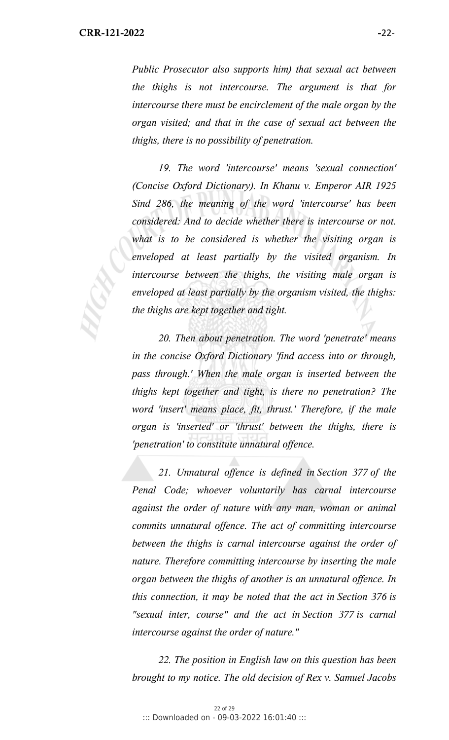*Public Prosecutor also supports him) that sexual act between the thighs is not intercourse. The argument is that for intercourse there must be encirclement of the male organ by the organ visited; and that in the case of sexual act between the thighs, there is no possibility of penetration.*

*19. The word 'intercourse' means 'sexual connection' (Concise Oxford Dictionary). In Khanu v. Emperor AIR 1925 Sind 286, the meaning of the word 'intercourse' has been considered: And to decide whether there is intercourse or not. what is to be considered is whether the visiting organ is enveloped at least partially by the visited organism. In intercourse between the thighs, the visiting male organ is enveloped at least partially by the organism visited, the thighs: the thighs are kept together and tight.*

*20. Then about penetration. The word 'penetrate' means in the concise Oxford Dictionary 'find access into or through, pass through.' When the male organ is inserted between the thighs kept together and tight, is there no penetration? The word 'insert' means place, fit, thrust.' Therefore, if the male organ is 'inserted' or 'thrust' between the thighs, there is 'penetration' to constitute unnatural offence.*

*21. Unnatural offence is defined in Section 377 of the Penal Code; whoever voluntarily has carnal intercourse against the order of nature with any man, woman or animal commits unnatural offence. The act of committing intercourse between the thighs is carnal intercourse against the order of nature. Therefore committing intercourse by inserting the male organ between the thighs of another is an unnatural offence. In this connection, it may be noted that the act in Section 376 is "sexual inter, course" and the act in Section 377 is carnal intercourse against the order of nature."*

*22. The position in English law on this question has been brought to my notice. The old decision of Rex v. Samuel Jacobs*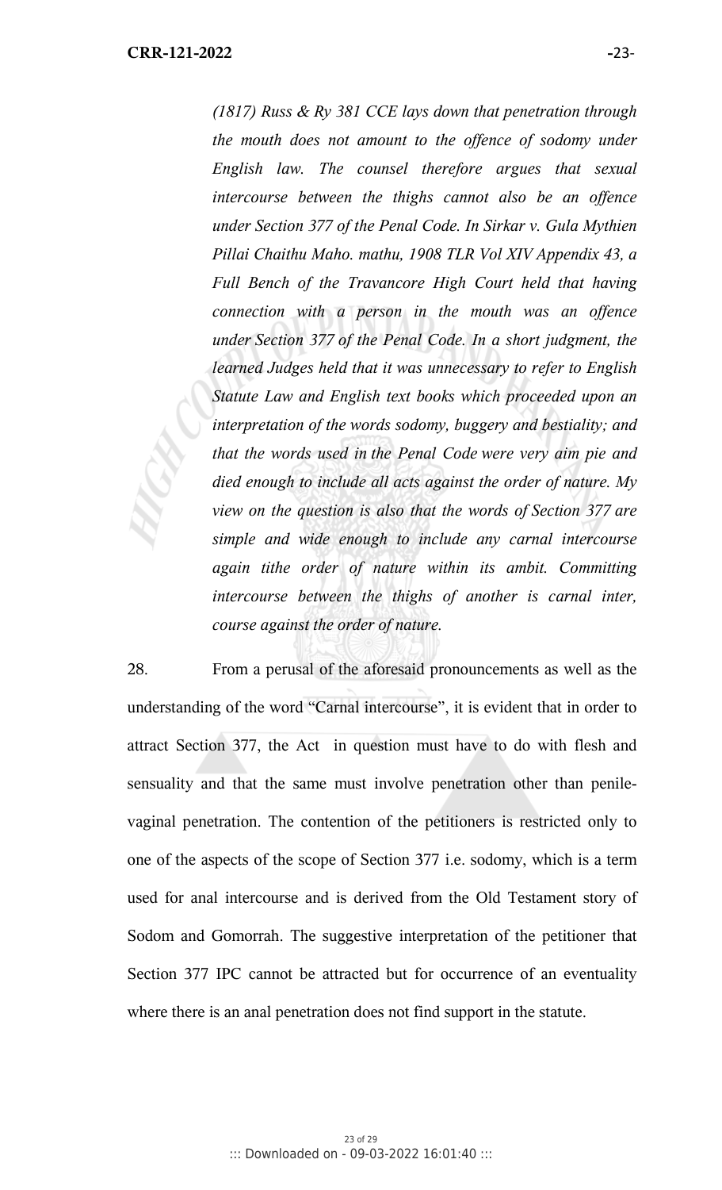*(1817) Russ & Ry 381 CCE lays down that penetration through the mouth does not amount to the offence of sodomy under English law. The counsel therefore argues that sexual intercourse between the thighs cannot also be an offence under Section 377 of the Penal Code. In Sirkar v. Gula Mythien Pillai Chaithu Maho. mathu, 1908 TLR Vol XIV Appendix 43, a Full Bench of the Travancore High Court held that having connection with a person in the mouth was an offence under Section 377 of the Penal Code. In a short judgment, the learned Judges held that it was unnecessary to refer to English Statute Law and English text books which proceeded upon an interpretation of the words sodomy, buggery and bestiality; and that the words used in the Penal Code were very aim pie and died enough to include all acts against the order of nature. My view on the question is also that the words of Section 377 are simple and wide enough to include any carnal intercourse again tithe order of nature within its ambit. Committing intercourse between the thighs of another is carnal inter, course against the order of nature.*

28. From a perusal of the aforesaid pronouncements as well as the understanding of the word "Carnal intercourse", it is evident that in order to attract Section 377, the Act in question must have to do with flesh and sensuality and that the same must involve penetration other than penile-vaginal penetration. The contention of the petitioners is restricted only to one of the aspects of the scope of Section 377 i.e. sodomy, which is a term used for anal intercourse and is derived from the Old Testament story of Sodom and Gomorrah. The suggestive interpretation of the petitioner that Section 377 IPC cannot be attracted but for occurrence of an eventuality where there is an anal penetration does not find support in the statute.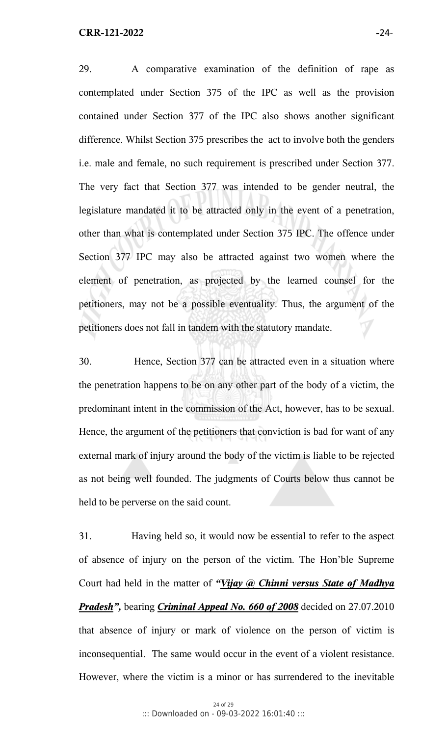29. A comparative examination of the definition of rape as contemplated under Section 375 of the IPC as well as the provision contained under Section 377 of the IPC also shows another significant difference. Whilst Section 375 prescribes the act to involve both the genders i.e. male and female, no such requirement is prescribed under Section 377. The very fact that Section 377 was intended to be gender neutral, the legislature mandated it to be attracted only in the event of a penetration, other than what is contemplated under Section 375 IPC. The offence under Section 377 IPC may also be attracted against two women where the element of penetration, as projected by the learned counsel for the petitioners, may not be a possible eventuality. Thus, the argument of the petitioners does not fall in tandem with the statutory mandate.

30. Hence, Section 377 can be attracted even in a situation where the penetration happens to be on any other part of the body of a victim, the predominant intent in the commission of the Act, however, has to be sexual. Hence, the argument of the petitioners that conviction is bad for want of any external mark of injury around the body of the victim is liable to be rejected as not being well founded. The judgments of Courts below thus cannot be held to be perverse on the said count.

31. Having held so, it would now be essential to refer to the aspect of absence of injury on the person of the victim. The Hon'ble Supreme Court had held in the matter of ***"Vijay @ Chinni versus State of Madhya Pradesh",*** bearing ***Criminal Appeal No. 660 of 2008*** decided on 27.07.2010 that absence of injury or mark of violence on the person of victim is inconsequential. The same would occur in the event of a violent resistance. However, where the victim is a minor or has surrendered to the inevitable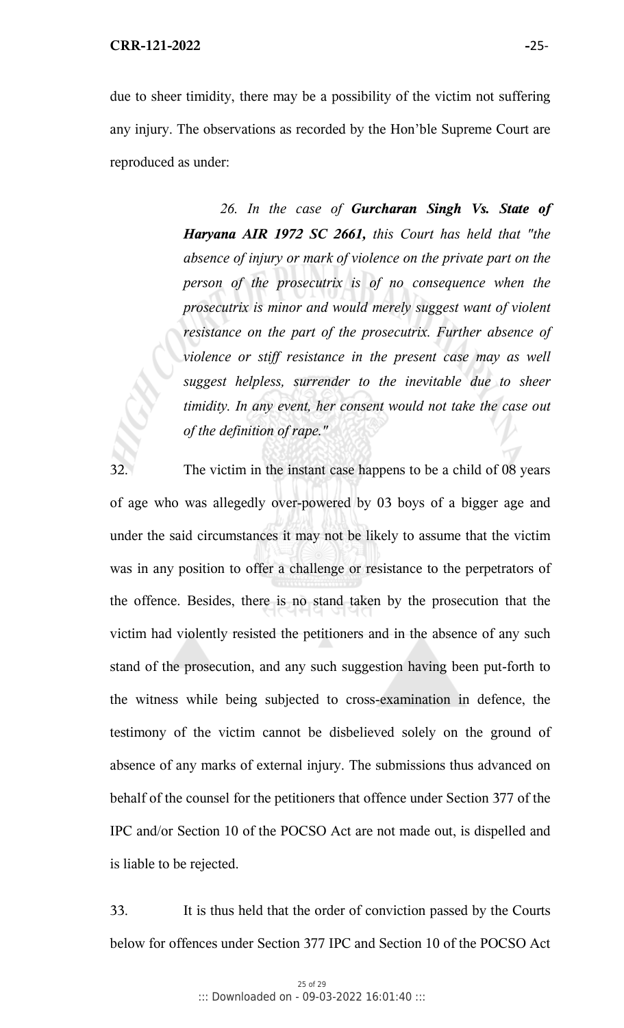due to sheer timidity, there may be a possibility of the victim not suffering any injury. The observations as recorded by the Hon'ble Supreme Court are reproduced as under:

> *26. In the case of **Gurcharan Singh Vs. State of Haryana AIR 1972 SC 2661,** this Court has held that "the absence of injury or mark of violence on the private part on the person of the prosecutrix is of no consequence when the prosecutrix is minor and would merely suggest want of violent resistance on the part of the prosecutrix. Further absence of violence or stiff resistance in the present case may as well suggest helpless, surrender to the inevitable due to sheer timidity. In any event, her consent would not take the case out of the definition of rape."*

32. The victim in the instant case happens to be a child of 08 years of age who was allegedly over-powered by 03 boys of a bigger age and under the said circumstances it may not be likely to assume that the victim was in any position to offer a challenge or resistance to the perpetrators of the offence. Besides, there is no stand taken by the prosecution that the victim had violently resisted the petitioners and in the absence of any such stand of the prosecution, and any such suggestion having been put-forth to the witness while being subjected to cross-examination in defence, the testimony of the victim cannot be disbelieved solely on the ground of absence of any marks of external injury. The submissions thus advanced on behalf of the counsel for the petitioners that offence under Section 377 of the IPC and/or Section 10 of the POCSO Act are not made out, is dispelled and is liable to be rejected.

33. It is thus held that the order of conviction passed by the Courts below for offences under Section 377 IPC and Section 10 of the POCSO Act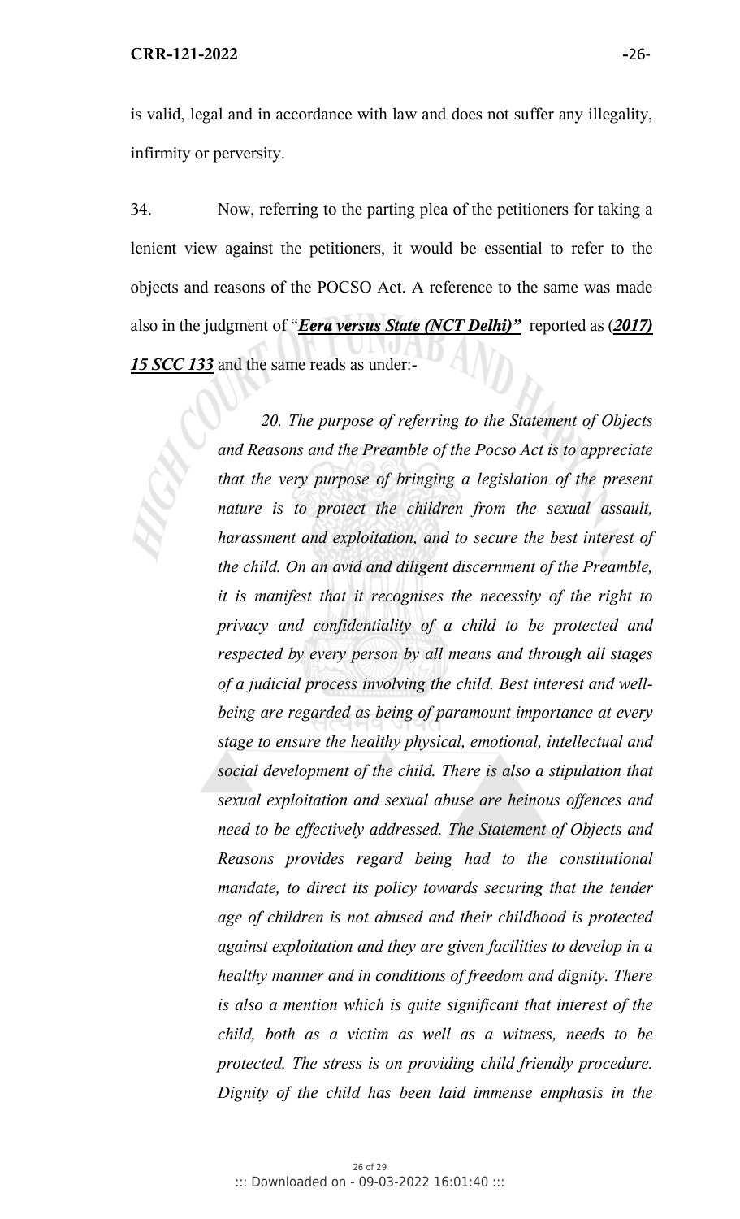is valid, legal and in accordance with law and does not suffer any illegality, infirmity or perversity.

34. Now, referring to the parting plea of the petitioners for taking a lenient view against the petitioners, it would be essential to refer to the objects and reasons of the POCSO Act. A reference to the same was made also in the judgment of "***Eera versus State (NCT Delhi)***" reported as (***2017) 15 SCC 133*** and the same reads as under:-

> *20. The purpose of referring to the Statement of Objects and Reasons and the Preamble of the Pocso Act is to appreciate that the very purpose of bringing a legislation of the present nature is to protect the children from the sexual assault, harassment and exploitation, and to secure the best interest of the child. On an avid and diligent discernment of the Preamble, it is manifest that it recognises the necessity of the right to privacy and confidentiality of a child to be protected and respected by every person by all means and through all stages of a judicial process involving the child. Best interest and well-being are regarded as being of paramount importance at every stage to ensure the healthy physical, emotional, intellectual and social development of the child. There is also a stipulation that sexual exploitation and sexual abuse are heinous offences and need to be effectively addressed. The Statement of Objects and Reasons provides regard being had to the constitutional mandate, to direct its policy towards securing that the tender age of children is not abused and their childhood is protected against exploitation and they are given facilities to develop in a healthy manner and in conditions of freedom and dignity. There is also a mention which is quite significant that interest of the child, both as a victim as well as a witness, needs to be protected. The stress is on providing child friendly procedure. Dignity of the child has been laid immense emphasis in the*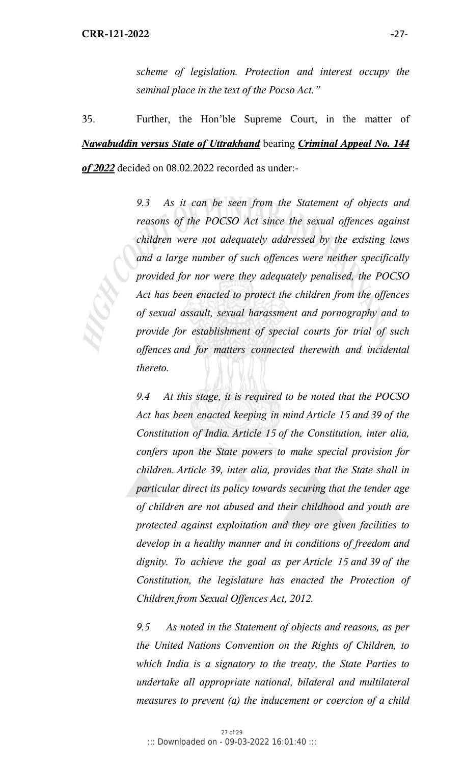*scheme of legislation. Protection and interest occupy the seminal place in the text of the Pocso Act."*

35. Further, the Hon'ble Supreme Court, in the matter of ***Nawabuddin versus State of Uttrakhand*** bearing ***Criminal Appeal No. 144 of 2022*** decided on 08.02.2022 recorded as under:-

> *9.3 As it can be seen from the Statement of objects and reasons of the POCSO Act since the sexual offences against children were not adequately addressed by the existing laws and a large number of such offences were neither specifically provided for nor were they adequately penalised, the POCSO Act has been enacted to protect the children from the offences of sexual assault, sexual harassment and pornography and to provide for establishment of special courts for trial of such offences and for matters connected therewith and incidental thereto.*
>
> *9.4 At this stage, it is required to be noted that the POCSO Act has been enacted keeping in mind Article 15 and 39 of the Constitution of India. Article 15 of the Constitution, inter alia, confers upon the State powers to make special provision for children. Article 39, inter alia, provides that the State shall in particular direct its policy towards securing that the tender age of children are not abused and their childhood and youth are protected against exploitation and they are given facilities to develop in a healthy manner and in conditions of freedom and dignity. To achieve the goal as per Article 15 and 39 of the Constitution, the legislature has enacted the Protection of Children from Sexual Offences Act, 2012.*
>
> *9.5 As noted in the Statement of objects and reasons, as per the United Nations Convention on the Rights of Children, to which India is a signatory to the treaty, the State Parties to undertake all appropriate national, bilateral and multilateral measures to prevent (a) the inducement or coercion of a child*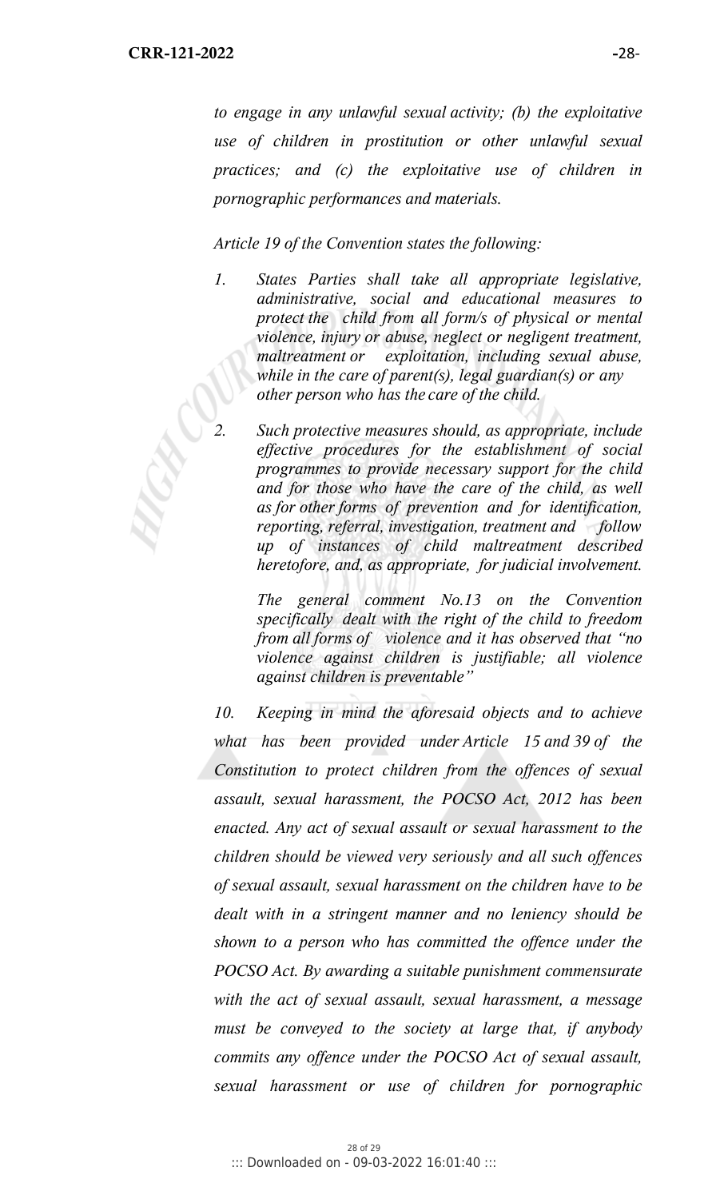*to engage in any unlawful sexual activity; (b) the exploitative use of children in prostitution or other unlawful sexual practices; and (c) the exploitative use of children in pornographic performances and materials.*

*Article 19 of the Convention states the following:*

1. *States Parties shall take all appropriate legislative, administrative, social and educational measures to protect the child from all form/s of physical or mental violence, injury or abuse, neglect or negligent treatment, maltreatment or exploitation, including sexual abuse, while in the care of parent(s), legal guardian(s) or any other person who has the care of the child.*

2. *Such protective measures should, as appropriate, include effective procedures for the establishment of social programmes to provide necessary support for the child and for those who have the care of the child, as well as for other forms of prevention and for identification, reporting, referral, investigation, treatment and follow up of instances of child maltreatment described heretofore, and, as appropriate, for judicial involvement.*

   *The general comment No.13 on the Convention specifically dealt with the right of the child to freedom from all forms of violence and it has observed that "no violence against children is justifiable; all violence against children is preventable"*

*10. Keeping in mind the aforesaid objects and to achieve what has been provided under Article 15 and 39 of the Constitution to protect children from the offences of sexual assault, sexual harassment, the POCSO Act, 2012 has been enacted. Any act of sexual assault or sexual harassment to the children should be viewed very seriously and all such offences of sexual assault, sexual harassment on the children have to be dealt with in a stringent manner and no leniency should be shown to a person who has committed the offence under the POCSO Act. By awarding a suitable punishment commensurate with the act of sexual assault, sexual harassment, a message must be conveyed to the society at large that, if anybody commits any offence under the POCSO Act of sexual assault, sexual harassment or use of children for pornographic*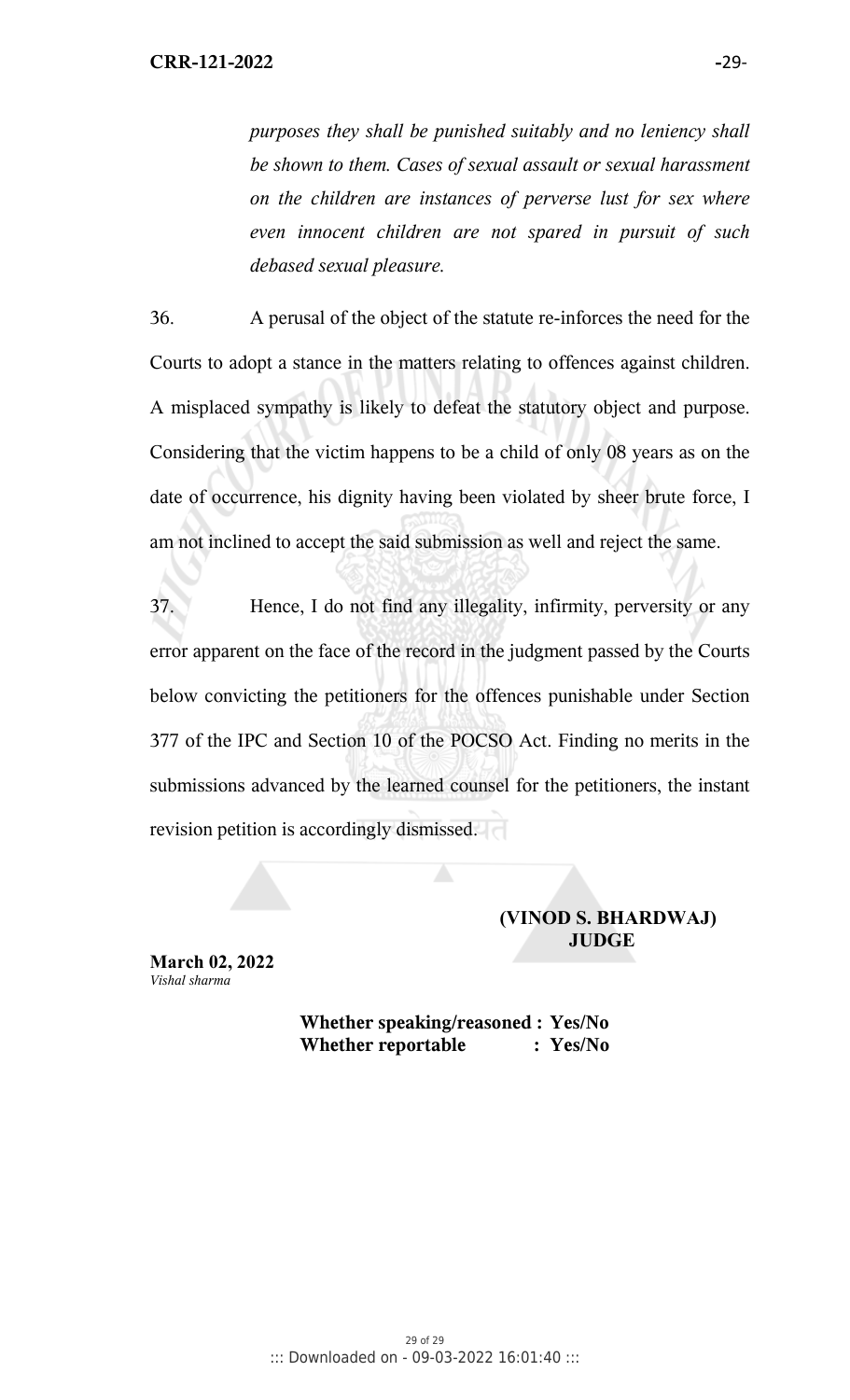*purposes they shall be punished suitably and no leniency shall be shown to them. Cases of sexual assault or sexual harassment on the children are instances of perverse lust for sex where even innocent children are not spared in pursuit of such debased sexual pleasure.*

36. A perusal of the object of the statute re-inforces the need for the Courts to adopt a stance in the matters relating to offences against children. A misplaced sympathy is likely to defeat the statutory object and purpose. Considering that the victim happens to be a child of only 08 years as on the date of occurrence, his dignity having been violated by sheer brute force, I am not inclined to accept the said submission as well and reject the same.

37. Hence, I do not find any illegality, infirmity, perversity or any error apparent on the face of the record in the judgment passed by the Courts below convicting the petitioners for the offences punishable under Section 377 of the IPC and Section 10 of the POCSO Act. Finding no merits in the submissions advanced by the learned counsel for the petitioners, the instant revision petition is accordingly dismissed.

**(VINOD S. BHARDWAJ)**
**JUDGE**

**March 02, 2022**
*Vishal sharma*

**Whether speaking/reasoned : Yes/No**
**Whether reportable : Yes/No**